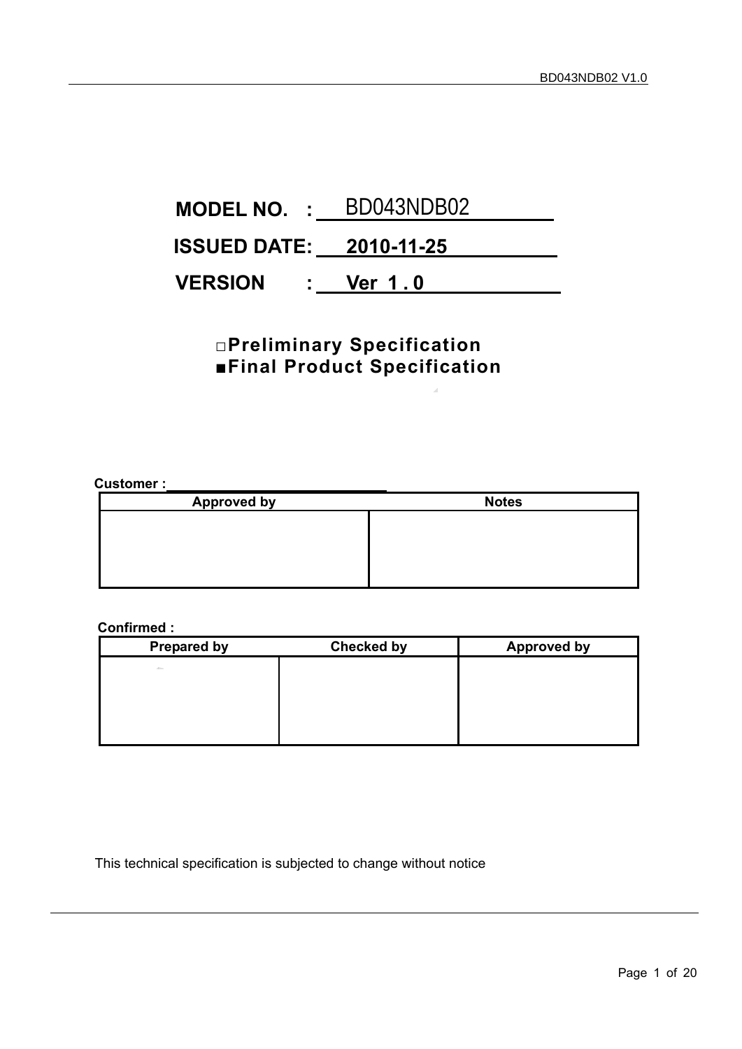**MODEL NO. : BD043NDB02**

**ISSUED DATE: 2010-11-25**

**VERSION : Ver 1 . 0**

□**Preliminary Specification**

■**Final Product Specification**

**Customer :**\_\_\_\_\_\_\_\_\_\_\_\_\_\_\_\_\_\_\_\_\_\_\_\_\_\_\_\_

| Approved by | Notes |
|---|---|
| | |

**Confirmed :**

| Prepared by | Checked by | Approved by |
|---|---|---|
| | | |

This technical specification is subjected to change without notice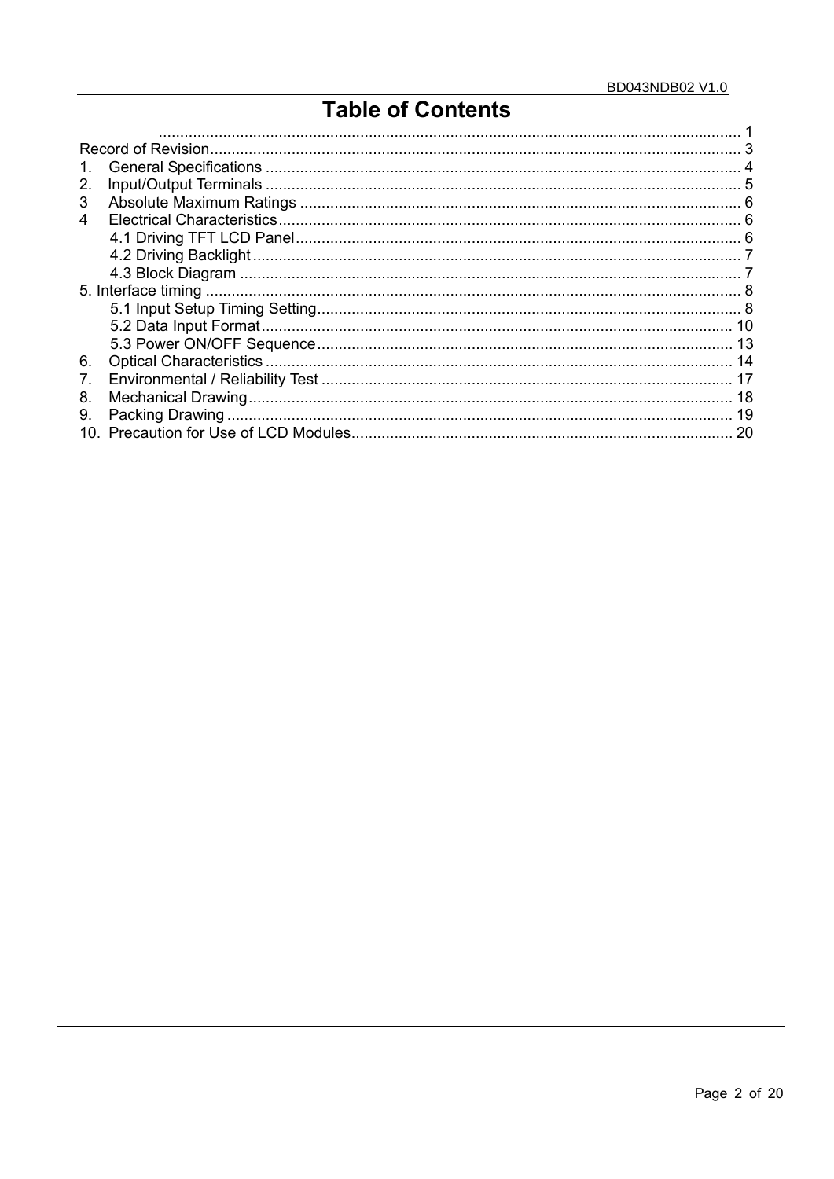# Table of Contents

| | |
|---|---|
| | 1 |
| Record of Revision | 3 |
| 1. General Specifications | 4 |
| 2. Input/Output Terminals | 5 |
| 3 Absolute Maximum Ratings | 6 |
| 4 Electrical Characteristics | 6 |
| 4.1 Driving TFT LCD Panel | 6 |
| 4.2 Driving Backlight | 7 |
| 4.3 Block Diagram | 7 |
| 5. Interface timing | 8 |
| 5.1 Input Setup Timing Setting | 8 |
| 5.2 Data Input Format | 10 |
| 5.3 Power ON/OFF Sequence | 13 |
| 6. Optical Characteristics | 14 |
| 7. Environmental / Reliability Test | 17 |
| 8. Mechanical Drawing | 18 |
| 9. Packing Drawing | 19 |
| 10. Precaution for Use of LCD Modules | 20 |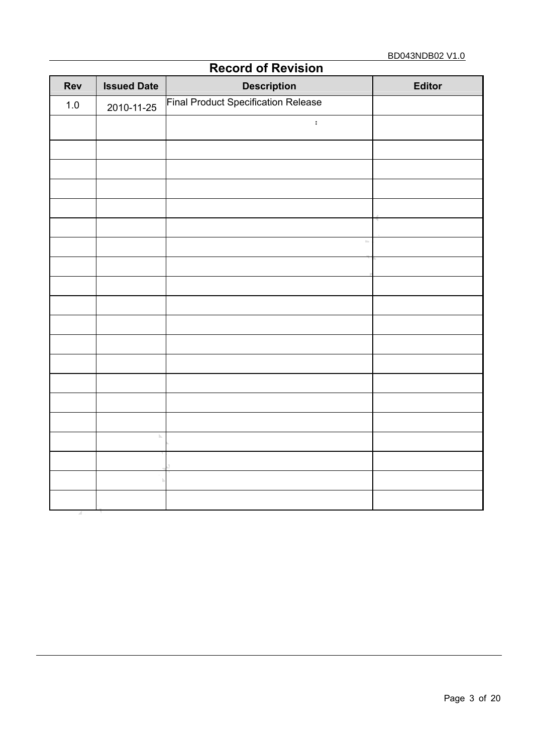# Record of Revision

| Rev | Issued Date | Description | Editor |
|---|---|---|---|
| 1.0 | 2010-11-25 | Final Product Specification Release | |
| | | : | |
| | | | |
| | | | |
| | | | |
| | | | |
| | | | |
| | | | |
| | | | |
| | | | |
| | | | |
| | | | |
| | | | |
| | | | |
| | | | |
| | | | |
| | | | |
| | | | |
| | | | |
| | | | |
| | | | |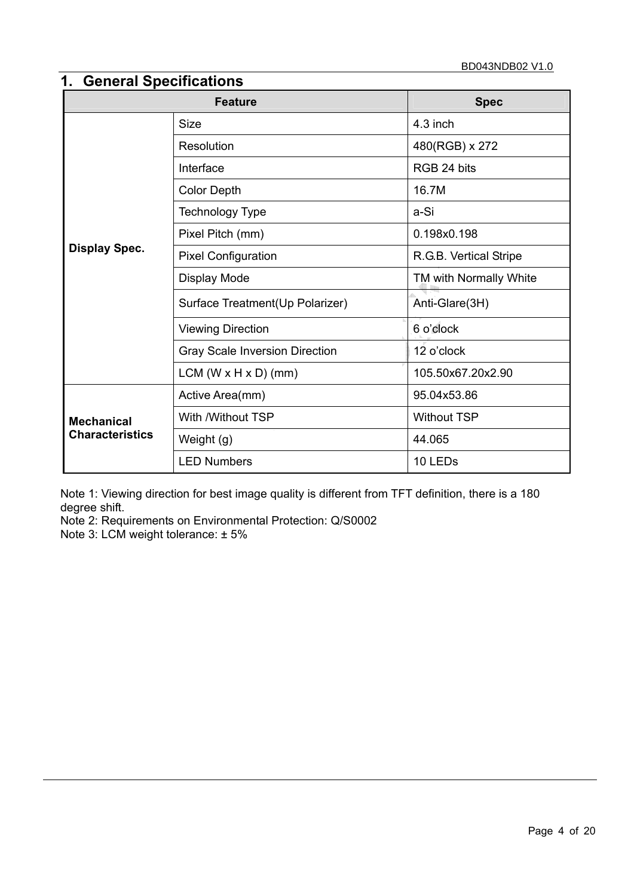# 1. General Specifications

| Feature | | Spec |
|---|---|---|
| **Display Spec.** | Size | 4.3 inch |
| | Resolution | 480(RGB) x 272 |
| | Interface | RGB 24 bits |
| | Color Depth | 16.7M |
| | Technology Type | a-Si |
| | Pixel Pitch (mm) | 0.198x0.198 |
| | Pixel Configuration | R.G.B. Vertical Stripe |
| | Display Mode | TM with Normally White |
| | Surface Treatment(Up Polarizer) | Anti-Glare(3H) |
| | Viewing Direction | 6 o'clock |
| | Gray Scale Inversion Direction | 12 o'clock |
| | LCM (W x H x D) (mm) | 105.50x67.20x2.90 |
| **Mechanical Characteristics** | Active Area(mm) | 95.04x53.86 |
| | With /Without TSP | Without TSP |
| | Weight (g) | 44.065 |
| | LED Numbers | 10 LEDs |

Note 1: Viewing direction for best image quality is different from TFT definition, there is a 180 degree shift.
Note 2: Requirements on Environmental Protection: Q/S0002
Note 3: LCM weight tolerance: ± 5%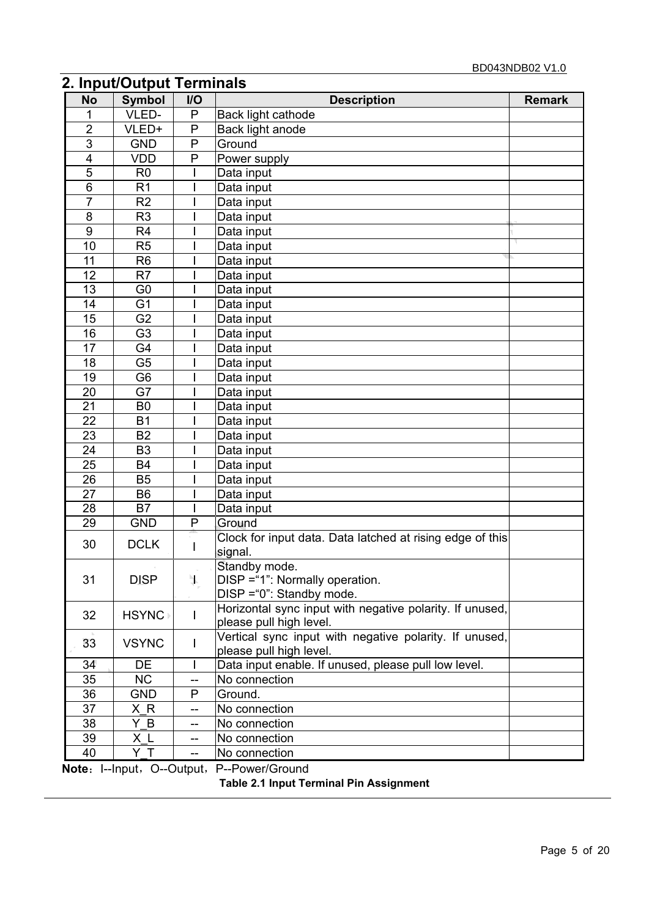## 2. Input/Output Terminals

| No | Symbol | I/O | Description | Remark |
|---|---|---|---|---|
| 1 | VLED- | P | Back light cathode | |
| 2 | VLED+ | P | Back light anode | |
| 3 | GND | P | Ground | |
| 4 | VDD | P | Power supply | |
| 5 | R0 | I | Data input | |
| 6 | R1 | I | Data input | |
| 7 | R2 | I | Data input | |
| 8 | R3 | I | Data input | |
| 9 | R4 | I | Data input | |
| 10 | R5 | I | Data input | |
| 11 | R6 | I | Data input | |
| 12 | R7 | I | Data input | |
| 13 | G0 | I | Data input | |
| 14 | G1 | I | Data input | |
| 15 | G2 | I | Data input | |
| 16 | G3 | I | Data input | |
| 17 | G4 | I | Data input | |
| 18 | G5 | I | Data input | |
| 19 | G6 | I | Data input | |
| 20 | G7 | I | Data input | |
| 21 | B0 | I | Data input | |
| 22 | B1 | I | Data input | |
| 23 | B2 | I | Data input | |
| 24 | B3 | I | Data input | |
| 25 | B4 | I | Data input | |
| 26 | B5 | I | Data input | |
| 27 | B6 | I | Data input | |
| 28 | B7 | I | Data input | |
| 29 | GND | P | Ground | |
| 30 | DCLK | I | Clock for input data. Data latched at rising edge of this signal. | |
| 31 | DISP | I | Standby mode.<br>DISP ="1": Normally operation.<br>DISP ="0": Standby mode. | |
| 32 | HSYNC | I | Horizontal sync input with negative polarity. If unused, please pull high level. | |
| 33 | VSYNC | I | Vertical sync input with negative polarity. If unused, please pull high level. | |
| 34 | DE | I | Data input enable. If unused, please pull low level. | |
| 35 | NC | -- | No connection | |
| 36 | GND | P | Ground. | |
| 37 | X_R | -- | No connection | |
| 38 | Y_B | -- | No connection | |
| 39 | X_L | -- | No connection | |
| 40 | Y_T | -- | No connection | |

**Note**：I--Input，O--Output，P--Power/Ground

**Table 2.1 Input Terminal Pin Assignment**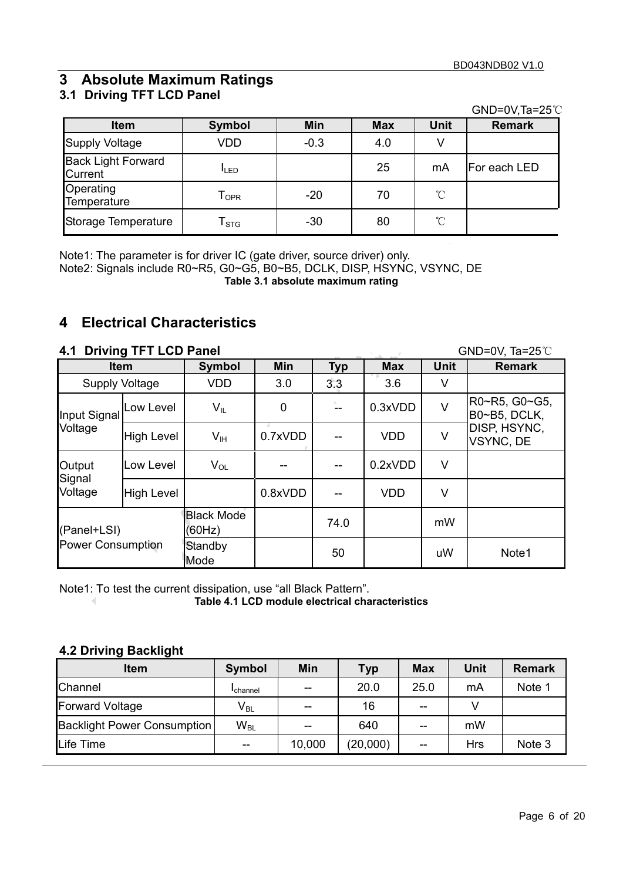## 3 Absolute Maximum Ratings

### 3.1 Driving TFT LCD Panel

GND=0V,Ta=25℃

| Item | Symbol | Min | Max | Unit | Remark |
|---|---|---|---|---|---|
| Supply Voltage | VDD | -0.3 | 4.0 | V | |
| Back Light Forward Current | $I_{LED}$ | | 25 | mA | For each LED |
| Operating Temperature | $T_{OPR}$ | -20 | 70 | ℃ | |
| Storage Temperature | $T_{STG}$ | -30 | 80 | ℃ | |

Note1: The parameter is for driver IC (gate driver, source driver) only.
Note2: Signals include R0~R5, G0~G5, B0~B5, DCLK, DISP, HSYNC, VSYNC, DE

**Table 3.1 absolute maximum rating**

## 4 Electrical Characteristics

### 4.1 Driving TFT LCD Panel

GND=0V, Ta=25℃

| Item | | Symbol | Min | Typ | Max | Unit | Remark |
|---|---|---|---|---|---|---|---|
| Supply Voltage | | VDD | 3.0 | 3.3 | 3.6 | V | |
| Input Signal Voltage | Low Level | $V_{IL}$ | 0 | -- | 0.3xVDD | V | R0~R5, G0~G5, B0~B5, DCLK, DISP, HSYNC, VSYNC, DE |
| | High Level | $V_{IH}$ | 0.7xVDD | -- | VDD | V | |
| Output Signal Voltage | Low Level | $V_{OL}$ | -- | -- | 0.2xVDD | V | |
| | High Level | | 0.8xVDD | -- | VDD | V | |
| (Panel+LSI) Power Consumption | | Black Mode (60Hz) | | 74.0 | | mW | |
| | | Standby Mode | | 50 | | uW | Note1 |

Note1: To test the current dissipation, use "all Black Pattern".

**Table 4.1 LCD module electrical characteristics**

### 4.2 Driving Backlight

| Item | Symbol | Min | Typ | Max | Unit | Remark |
|---|---|---|---|---|---|---|
| Channel | $I_{channel}$ | -- | 20.0 | 25.0 | mA | Note 1 |
| Forward Voltage | $V_{BL}$ | -- | 16 | -- | V | |
| Backlight Power Consumption | $W_{BL}$ | -- | 640 | -- | mW | |
| Life Time | -- | 10,000 | (20,000) | -- | Hrs | Note 3 |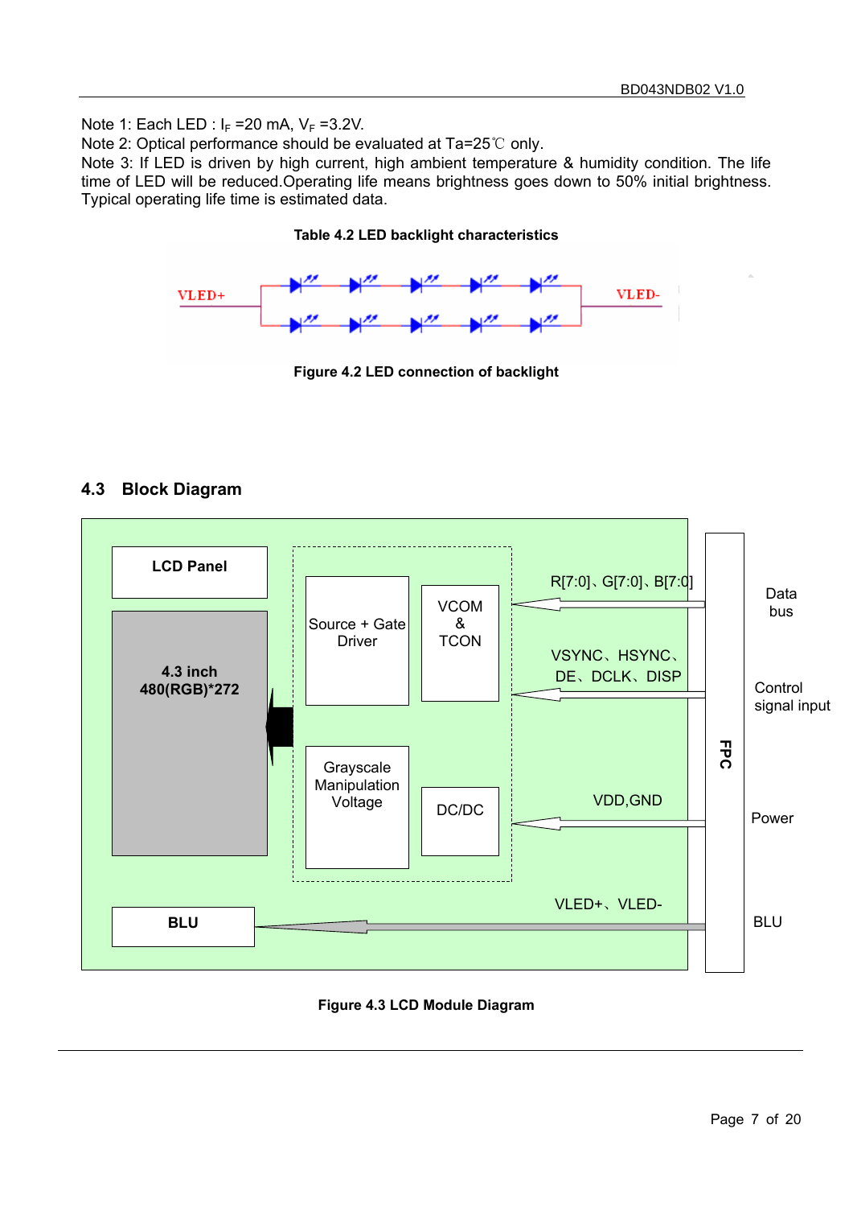Note 1: Each LED : $I_F$ =20 mA, $V_F$ =3.2V.
Note 2: Optical performance should be evaluated at Ta=25℃ only.
Note 3: If LED is driven by high current, high ambient temperature & humidity condition. The life time of LED will be reduced.Operating life means brightness goes down to 50% initial brightness. Typical operating life time is estimated data.

**Table 4.2 LED backlight characteristics**

VLED+ VLED-

**Figure 4.2 LED connection of backlight**

## 4.3 Block Diagram

LCD Panel

4.3 inch 480(RGB)*272

Source + Gate Driver

VCOM & TCON

Grayscale Manipulation Voltage

DC/DC

BLU

R[7:0]、G[7:0]、B[7:0]

VSYNC、HSYNC、DE、DCLK、DISP

VDD,GND

VLED+、VLED-

FPC

Data bus

Control signal input

Power

BLU

**Figure 4.3 LCD Module Diagram**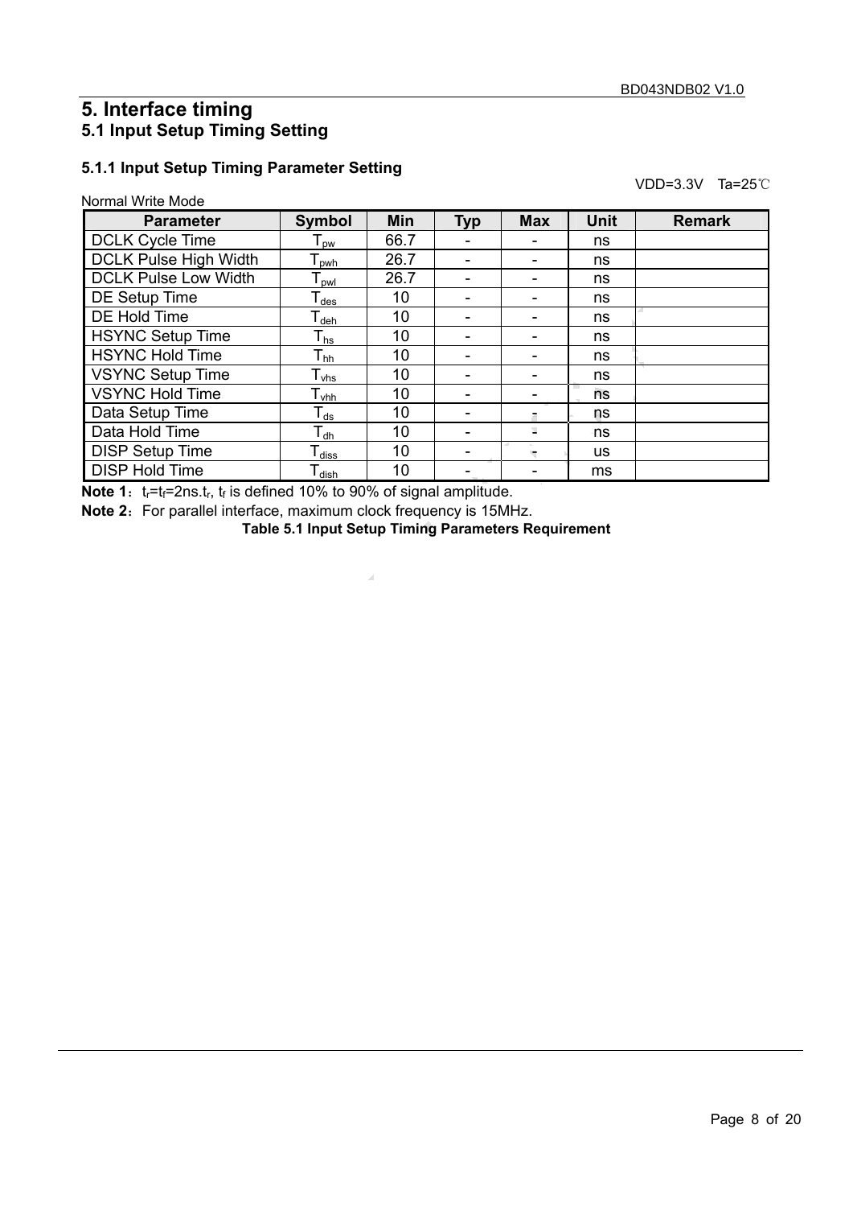# 5. Interface timing

## 5.1 Input Setup Timing Setting

### 5.1.1 Input Setup Timing Parameter Setting

VDD=3.3V Ta=25℃

Normal Write Mode

| Parameter | Symbol | Min | Typ | Max | Unit | Remark |
|---|---|---|---|---|---|---|
| DCLK Cycle Time | $T_{pw}$ | 66.7 | - | - | ns | |
| DCLK Pulse High Width | $T_{pwh}$ | 26.7 | - | - | ns | |
| DCLK Pulse Low Width | $T_{pwl}$ | 26.7 | - | - | ns | |
| DE Setup Time | $T_{des}$ | 10 | - | - | ns | |
| DE Hold Time | $T_{deh}$ | 10 | - | - | ns | |
| HSYNC Setup Time | $T_{hs}$ | 10 | - | - | ns | |
| HSYNC Hold Time | $T_{hh}$ | 10 | - | - | ns | |
| VSYNC Setup Time | $T_{vhs}$ | 10 | - | - | ns | |
| VSYNC Hold Time | $T_{vhh}$ | 10 | - | - | ns | |
| Data Setup Time | $T_{ds}$ | 10 | - | - | ns | |
| Data Hold Time | $T_{dh}$ | 10 | - | - | ns | |
| DISP Setup Time | $T_{diss}$ | 10 | - | - | us | |
| DISP Hold Time | $T_{dish}$ | 10 | - | - | ms | |

**Note 1**：$t_r$=$t_f$=2ns.$t_r$, $t_f$ is defined 10% to 90% of signal amplitude.

**Note 2**：For parallel interface, maximum clock frequency is 15MHz.

**Table 5.1 Input Setup Timing Parameters Requirement**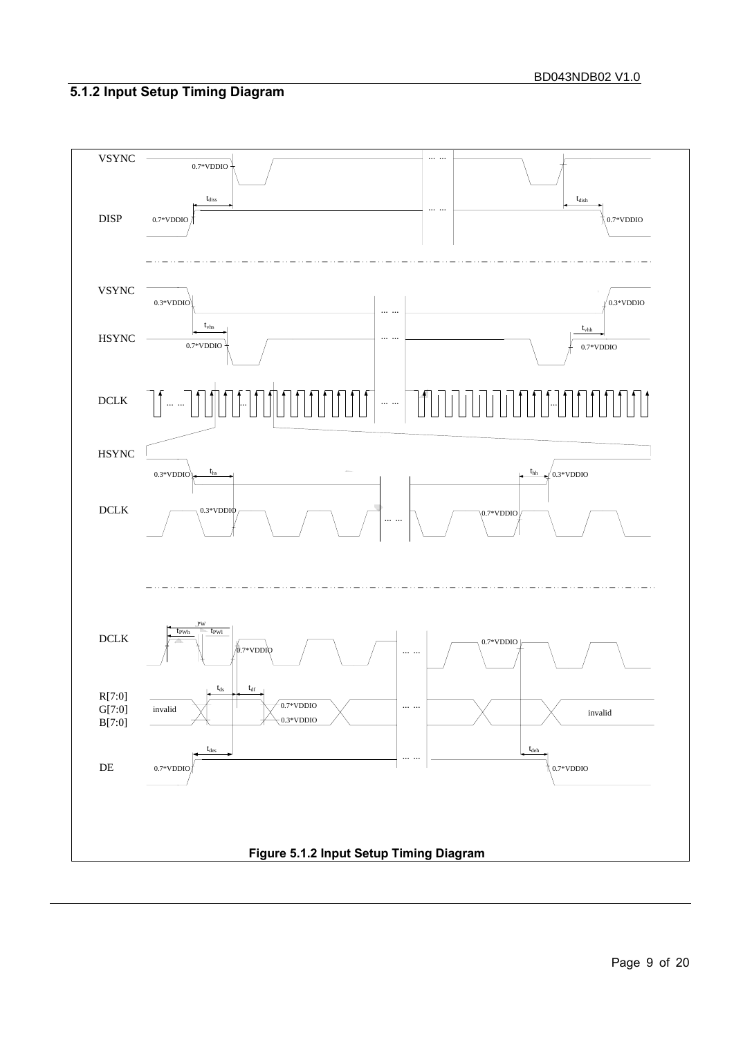## 5.1.2 Input Setup Timing Diagram

VSYNC

0.7*VDDIO

$t_{diss}$

$t_{dish}$

DISP

0.7*VDDIO

0.7*VDDIO

VSYNC

0.3*VDDIO

0.3*VDDIO

$t_{vhs}$

$t_{vhh}$

HSYNC

0.7*VDDIO

0.7*VDDIO

DCLK

HSYNC

0.3*VDDIO

$t_{hs}$

$t_{hh}$

0.3*VDDIO

DCLK

0.3*VDDIO

0.7*VDDIO

DCLK

PW

$t_{PWh}$

$t_{PWl}$

0.7*VDDIO

0.7*VDDIO

$t_{ds}$

$t_{df}$

R[7:0]
G[7:0]
B[7:0]

invalid

0.7*VDDIO

0.3*VDDIO

invalid

$t_{des}$

$t_{deh}$

DE

0.7*VDDIO

0.7*VDDIO

**Figure 5.1.2 Input Setup Timing Diagram**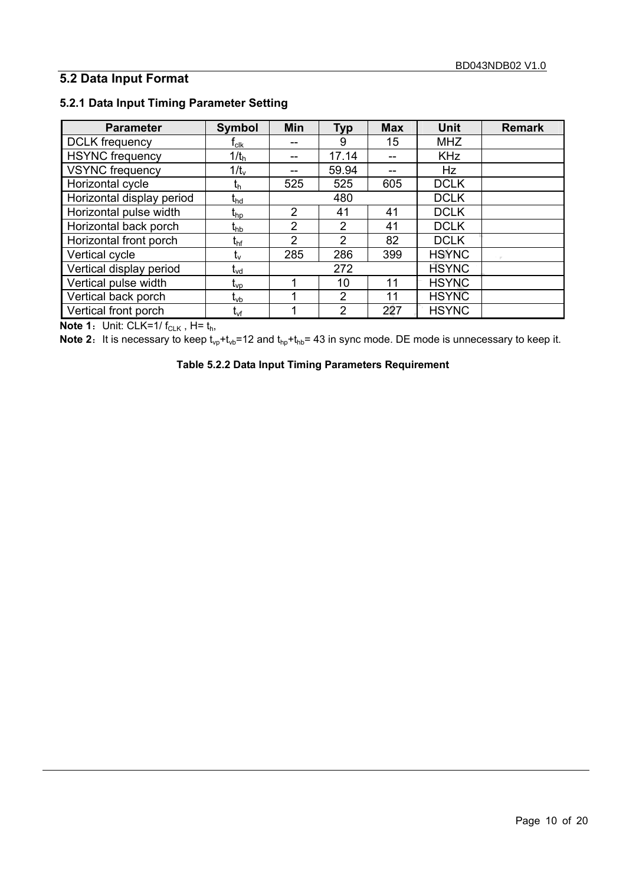## 5.2 Data Input Format

### 5.2.1 Data Input Timing Parameter Setting

| Parameter | Symbol | Min | Typ | Max | Unit | Remark |
|---|---|---|---|---|---|---|
| DCLK frequency | $f_{clk}$ | -- | 9 | 15 | MHZ | |
| HSYNC frequency | $1/t_h$ | -- | 17.14 | -- | KHz | |
| VSYNC frequency | $1/t_v$ | -- | 59.94 | -- | Hz | |
| Horizontal cycle | $t_h$ | 525 | 525 | 605 | DCLK | |
| Horizontal display period | $t_{hd}$ | | 480 | | DCLK | |
| Horizontal pulse width | $t_{hp}$ | 2 | 41 | 41 | DCLK | |
| Horizontal back porch | $t_{hb}$ | 2 | 2 | 41 | DCLK | |
| Horizontal front porch | $t_{hf}$ | 2 | 2 | 82 | DCLK | |
| Vertical cycle | $t_v$ | 285 | 286 | 399 | HSYNC | |
| Vertical display period | $t_{vd}$ | | 272 | | HSYNC | |
| Vertical pulse width | $t_{vp}$ | 1 | 10 | 11 | HSYNC | |
| Vertical back porch | $t_{vb}$ | 1 | 2 | 11 | HSYNC | |
| Vertical front porch | $t_{vf}$ | 1 | 2 | 227 | HSYNC | |

**Note 1**：Unit: CLK=1/ $f_{CLK}$ , H= $t_h$,

**Note 2**：It is necessary to keep $t_{vp}+t_{vb}=12$ and $t_{hp}+t_{hb}= 43$ in sync mode. DE mode is unnecessary to keep it.

**Table 5.2.2 Data Input Timing Parameters Requirement**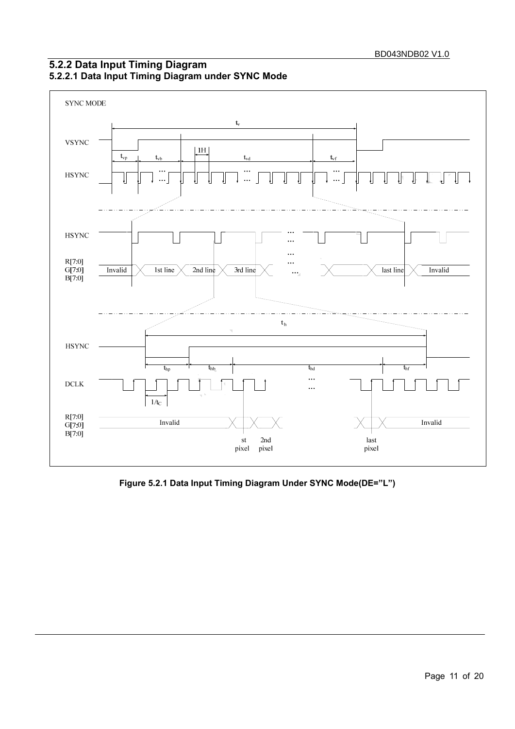## 5.2.2 Data Input Timing Diagram

### 5.2.2.1 Data Input Timing Diagram under SYNC Mode

SYNC MODE

**Figure 5.2.1 Data Input Timing Diagram Under SYNC Mode(DE="L")**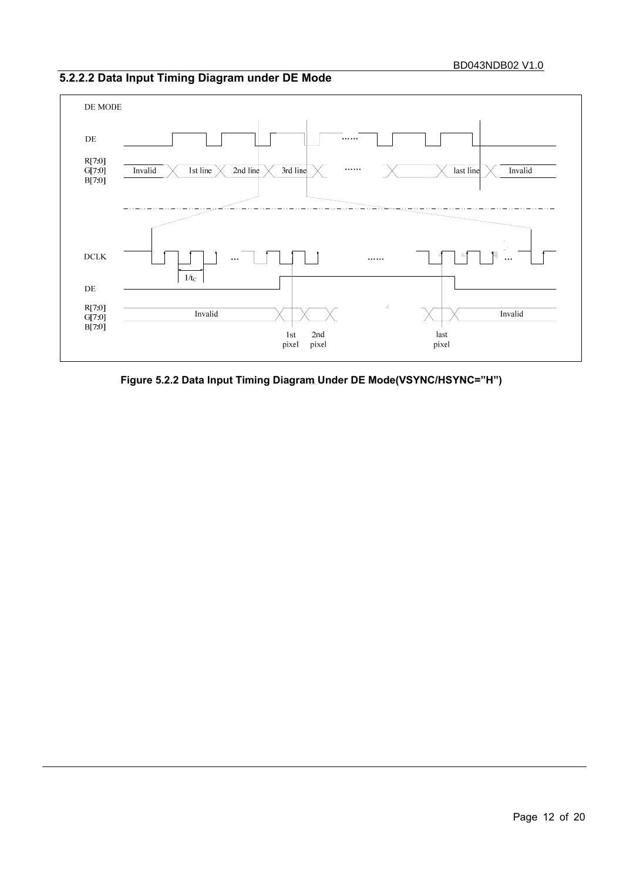### 5.2.2.2 Data Input Timing Diagram under DE Mode

DE MODE

DE

R[7:0]
G[7:0]
B[7:0]

Invalid | 1st line | 2nd line | 3rd line | ...... | last line | Invalid

DCLK

$1/t_C$

DE

R[7:0]
G[7:0]
B[7:0]

Invalid | 1st pixel | 2nd pixel | last pixel | Invalid

**Figure 5.2.2 Data Input Timing Diagram Under DE Mode(VSYNC/HSYNC=”H”)**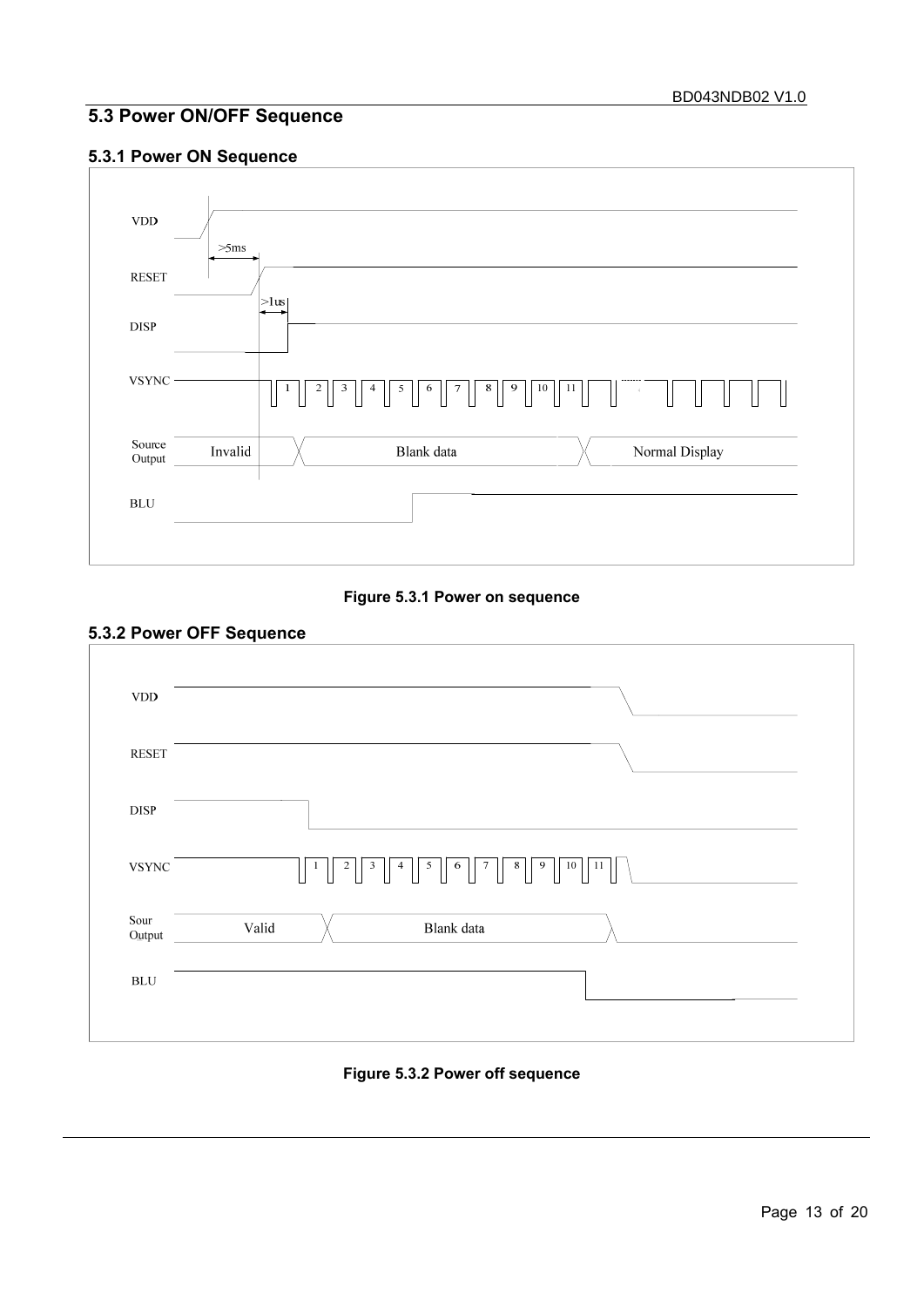## 5.3 Power ON/OFF Sequence

### 5.3.1 Power ON Sequence

VDD

>5ms

RESET

>1us

DISP

VSYNC 1 2 3 4 5 6 7 8 9 10 11 .......

Source Output: Invalid | Blank data | Normal Display

BLU

**Figure 5.3.1 Power on sequence**

### 5.3.2 Power OFF Sequence

VDD

RESET

DISP

VSYNC 1 2 3 4 5 6 7 8 9 10 11

Sour Output: Valid | Blank data

BLU

**Figure 5.3.2 Power off sequence**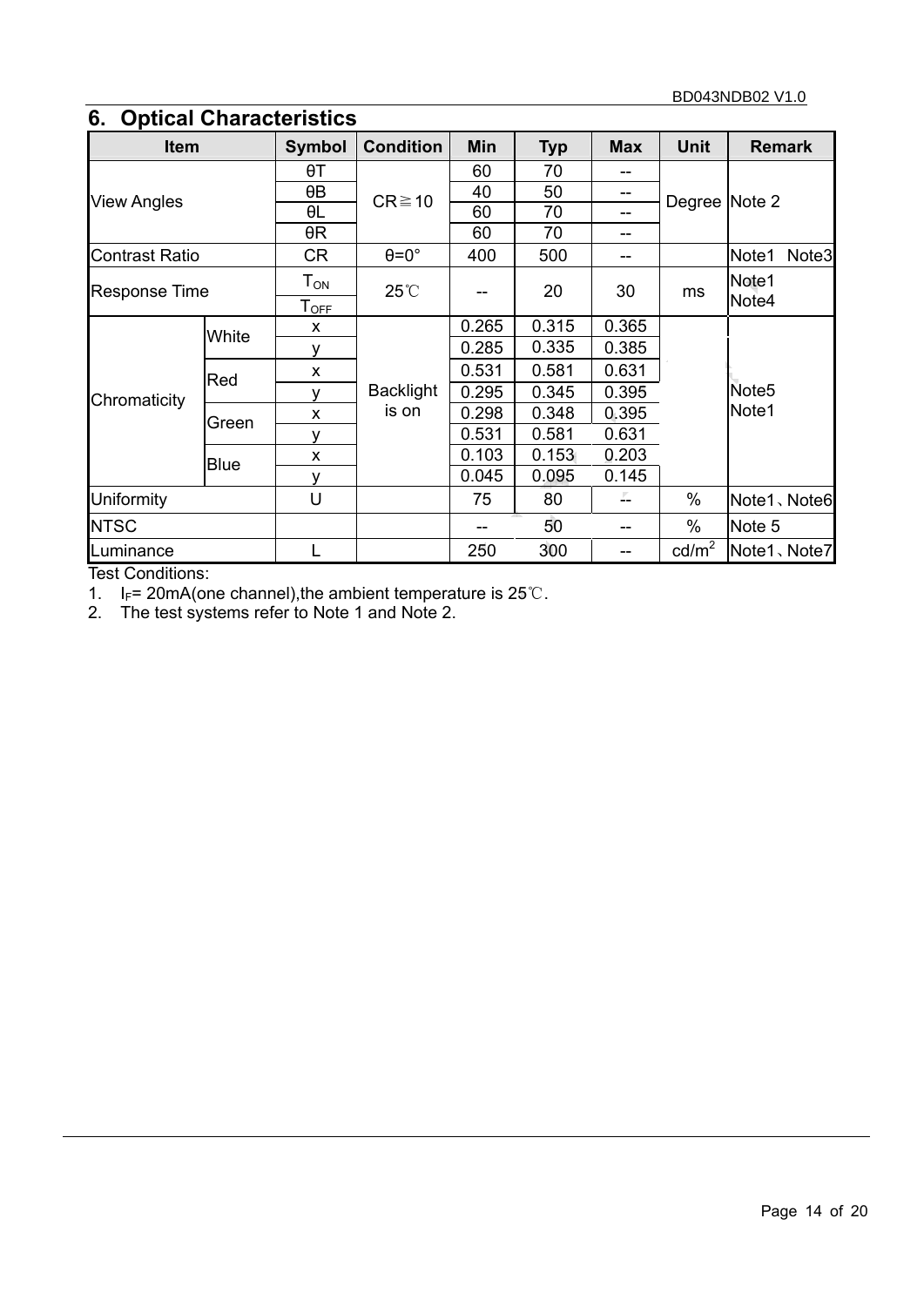## 6. Optical Characteristics

| Item | | Symbol | Condition | Min | Typ | Max | Unit | Remark |
|---|---|---|---|---|---|---|---|---|
| View Angles | | θT | CR≧10 | 60 | 70 | -- | Degree | Note 2 |
| | | θB | | 40 | 50 | -- | | |
| | | θL | | 60 | 70 | -- | | |
| | | θR | | 60 | 70 | -- | | |
| Contrast Ratio | | CR | θ=0° | 400 | 500 | -- | | Note1 Note3 |
| Response Time | | $T_{ON}$ | 25℃ | -- | 20 | 30 | ms | Note1 Note4 |
| | | $T_{OFF}$ | | | | | | |
| Chromaticity | White | x | Backlight is on | 0.265 | 0.315 | 0.365 | | Note5 Note1 |
| | | y | | 0.285 | 0.335 | 0.385 | | |
| | Red | x | | 0.531 | 0.581 | 0.631 | | |
| | | y | | 0.295 | 0.345 | 0.395 | | |
| | Green | x | | 0.298 | 0.348 | 0.395 | | |
| | | y | | 0.531 | 0.581 | 0.631 | | |
| | Blue | x | | 0.103 | 0.153 | 0.203 | | |
| | | y | | 0.045 | 0.095 | 0.145 | | |
| Uniformity | | U | | 75 | 80 | -- | % | Note1、Note6 |
| NTSC | | | | -- | 50 | -- | % | Note 5 |
| Luminance | | L | | 250 | 300 | -- | cd/m$^2$ | Note1、Note7 |

Test Conditions:

1. $I_F$= 20mA(one channel),the ambient temperature is 25℃.
2. The test systems refer to Note 1 and Note 2.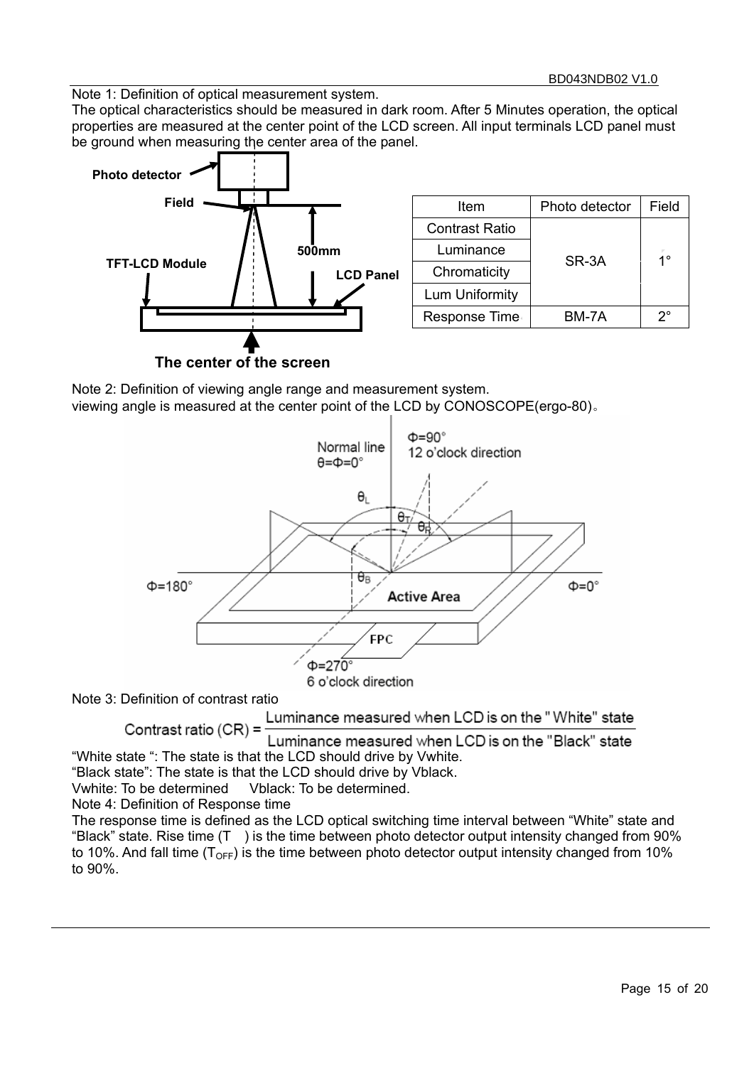Note 1: Definition of optical measurement system.

The optical characteristics should be measured in dark room. After 5 Minutes operation, the optical properties are measured at the center point of the LCD screen. All input terminals LCD panel must be ground when measuring the center area of the panel.

| Item | Photo detector | Field |
|---|---|---|
| Contrast Ratio | SR-3A | 1° |
| Luminance | | |
| Chromaticity | | |
| Lum Uniformity | | |
| Response Time | BM-7A | 2° |

Note 2: Definition of viewing angle range and measurement system.

viewing angle is measured at the center point of the LCD by CONOSCOPE(ergo-80)。

Note 3: Definition of contrast ratio

$$\text{Contrast ratio (CR)} = \frac{\text{Luminance measured when LCD is on the "White" state}}{\text{Luminance measured when LCD is on the "Black" state}}$$

“White state “: The state is that the LCD should drive by Vwhite.

“Black state”: The state is that the LCD should drive by Vblack.

Vwhite: To be determined Vblack: To be determined.

Note 4: Definition of Response time

The response time is defined as the LCD optical switching time interval between “White” state and “Black” state. Rise time ($T$ ) is the time between photo detector output intensity changed from 90% to 10%. And fall time ($T_{OFF}$) is the time between photo detector output intensity changed from 10% to 90%.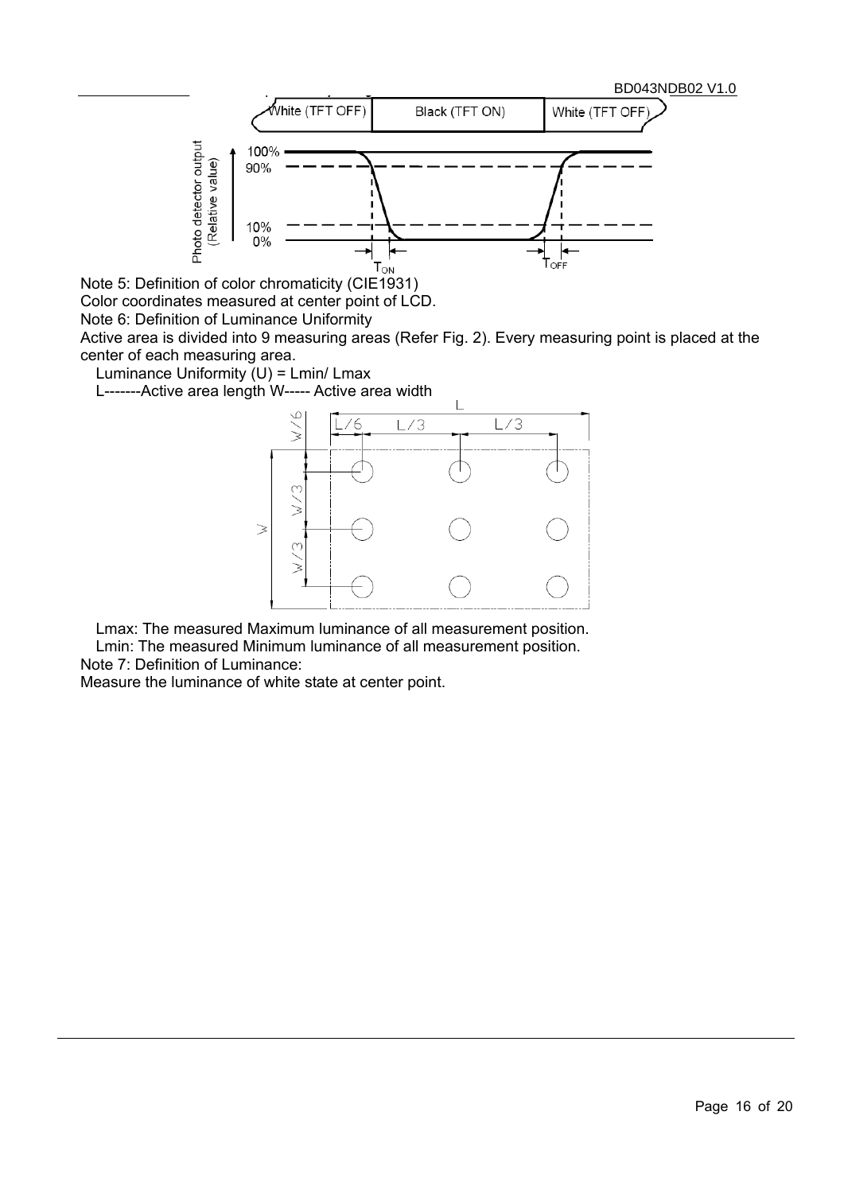Note 5: Definition of color chromaticity (CIE1931)

Color coordinates measured at center point of LCD.

Note 6: Definition of Luminance Uniformity

Active area is divided into 9 measuring areas (Refer Fig. 2). Every measuring point is placed at the center of each measuring area.

Luminance Uniformity (U) = Lmin/ Lmax

L-------Active area length W----- Active area width

Lmax: The measured Maximum luminance of all measurement position.

Lmin: The measured Minimum luminance of all measurement position.

Note 7: Definition of Luminance:

Measure the luminance of white state at center point.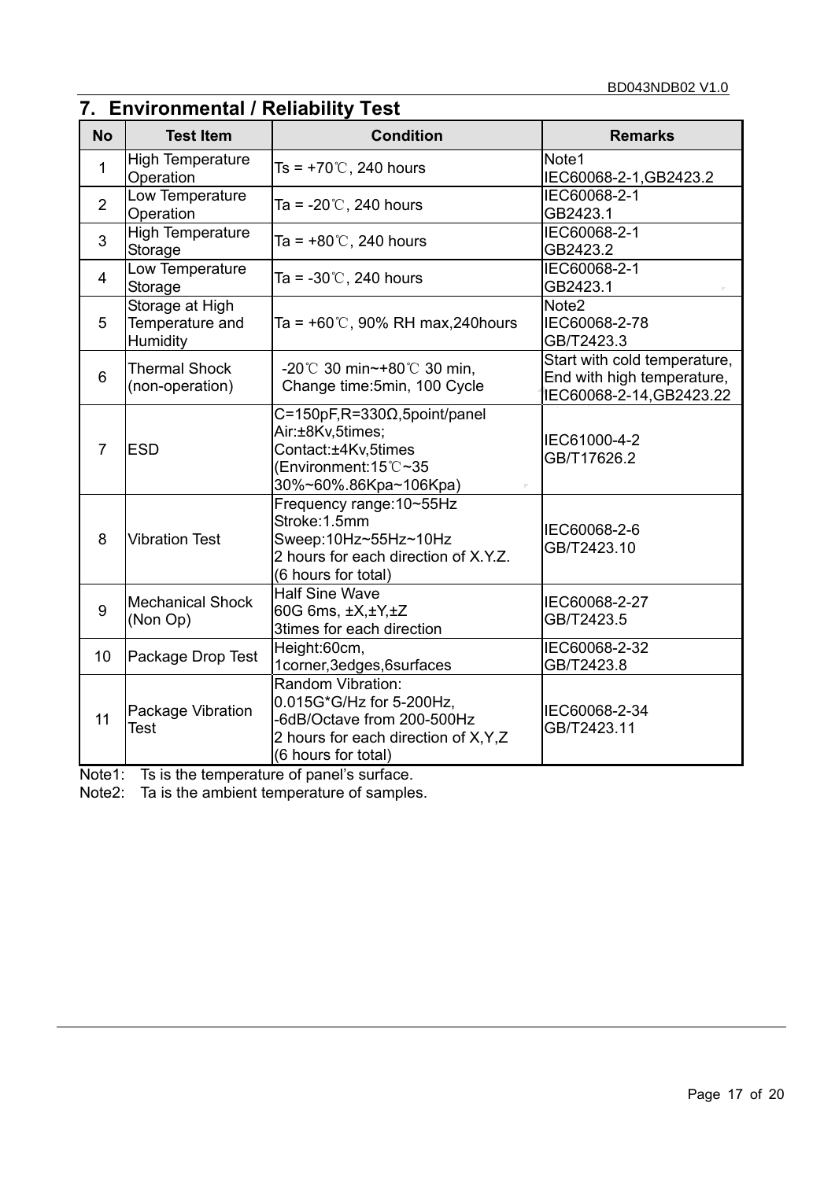## 7. Environmental / Reliability Test

| No | Test Item | Condition | Remarks |
|---|---|---|---|
| 1 | High Temperature Operation | Ts = +70℃, 240 hours | Note1<br>IEC60068-2-1,GB2423.2 |
| 2 | Low Temperature Operation | Ta = -20℃, 240 hours | IEC60068-2-1<br>GB2423.1 |
| 3 | High Temperature Storage | Ta = +80℃, 240 hours | IEC60068-2-1<br>GB2423.2 |
| 4 | Low Temperature Storage | Ta = -30℃, 240 hours | IEC60068-2-1<br>GB2423.1 |
| 5 | Storage at High Temperature and Humidity | Ta = +60℃, 90% RH max,240hours | Note2<br>IEC60068-2-78<br>GB/T2423.3 |
| 6 | Thermal Shock (non-operation) | -20℃ 30 min~+80℃ 30 min,<br>Change time:5min, 100 Cycle | Start with cold temperature,<br>End with high temperature,<br>IEC60068-2-14,GB2423.22 |
| 7 | ESD | C=150pF,R=330Ω,5point/panel<br>Air:±8Kv,5times;<br>Contact:±4Kv,5times<br>(Environment:15℃~35<br>30%~60%.86Kpa~106Kpa) | IEC61000-4-2<br>GB/T17626.2 |
| 8 | Vibration Test | Frequency range:10~55Hz<br>Stroke:1.5mm<br>Sweep:10Hz~55Hz~10Hz<br>2 hours for each direction of X.Y.Z.<br>(6 hours for total) | IEC60068-2-6<br>GB/T2423.10 |
| 9 | Mechanical Shock (Non Op) | Half Sine Wave<br>60G 6ms, ±X,±Y,±Z<br>3times for each direction | IEC60068-2-27<br>GB/T2423.5 |
| 10 | Package Drop Test | Height:60cm,<br>1corner,3edges,6surfaces | IEC60068-2-32<br>GB/T2423.8 |
| 11 | Package Vibration Test | Random Vibration:<br>0.015G*G/Hz for 5-200Hz,<br>-6dB/Octave from 200-500Hz<br>2 hours for each direction of X,Y,Z<br>(6 hours for total) | IEC60068-2-34<br>GB/T2423.11 |

Note1: Ts is the temperature of panel's surface.

Note2: Ta is the ambient temperature of samples.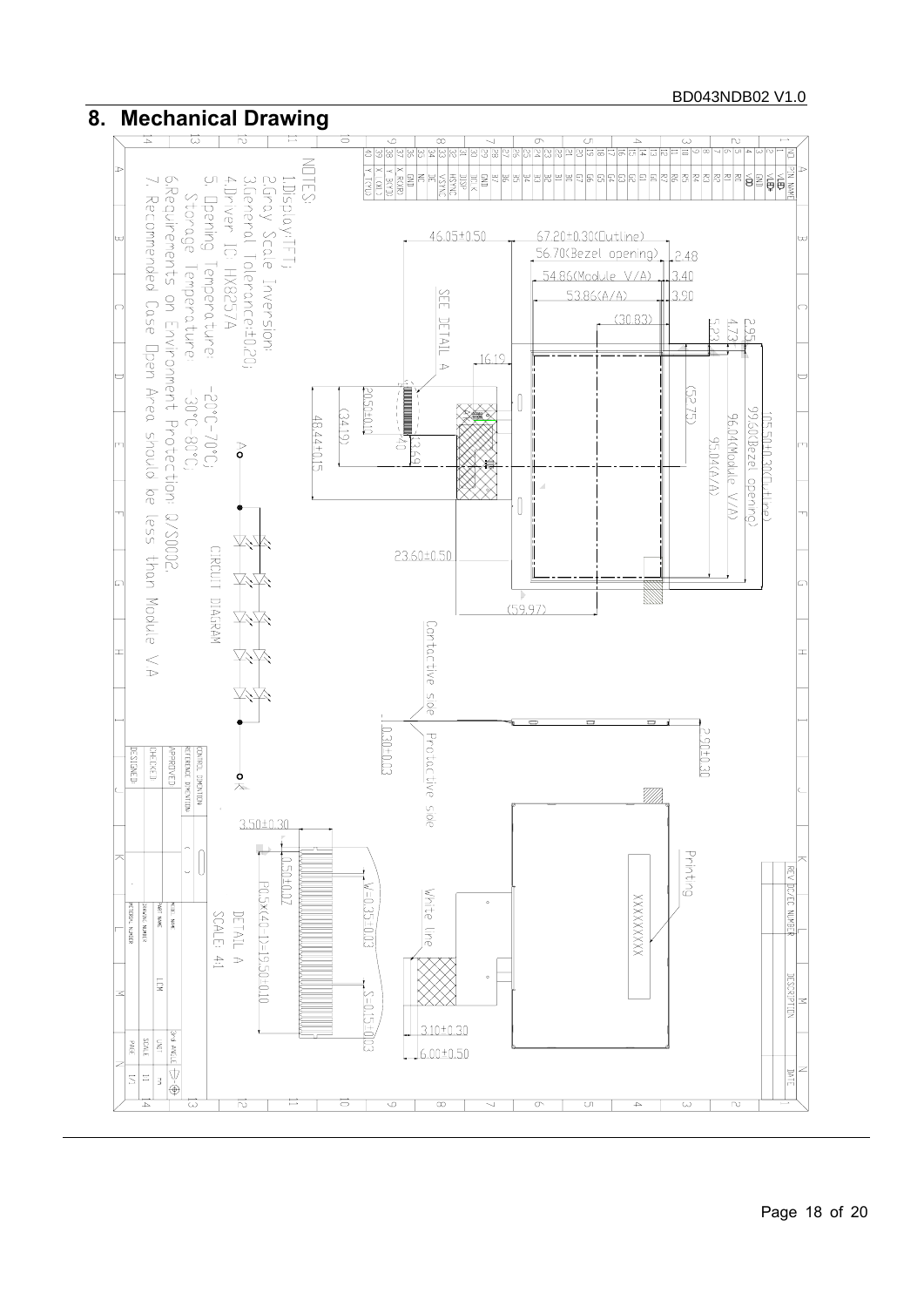## 8. Mechanical Drawing

| NO | PIN NAME |
|---|---|
| 1 | VLED- |
| 2 | VLED+ |
| 3 | GND |
| 4 | VDD |
| 5 | R0 |
| 6 | R1 |
| 7 | R2 |
| 8 | R3 |
| 9 | R4 |
| 10 | R5 |
| 11 | R6 |
| 12 | R7 |
| 13 | G0 |
| 14 | G1 |
| 15 | G2 |
| 16 | G3 |
| 17 | G4 |
| 18 | G5 |
| 19 | G6 |
| 20 | G7 |
| 21 | B0 |
| 22 | B1 |
| 23 | B2 |
| 24 | B3 |
| 25 | B4 |
| 26 | B5 |
| 27 | B6 |
| 28 | B7 |
| 29 | GND |
| 30 | DCLK |
| 31 | DISP |
| 32 | HSYNC |
| 33 | VSYNC |
| 34 | DE |
| 35 | NC |
| 36 | GND |
| 37 | X_R(XR) |
| 38 | Y_B(YD) |
| 39 | X_L(XL) |
| 40 | Y_T(YU) |

NOTES:

1. Display: TFT;
2. Gray Scale Inversion:
3. General Tolerance: ±0.20;
4. Driver IC: HX8257A
5. Opening Temperature: -20°C~70°C;
   Storage Temperature: -30°C~80°C;
6. Requirements on Environment Protection: Q/S0002.
7. Recommended Case Open Area should be less than Module V/A

CIRCUIT DIAGRAM

Dimensions: 67.20±0.30(Outline); 56.70(Bezel opening); 54.86(Module V/A); 53.86(A/A); (30.83); 46.05±0.50; 16.19; 2.48; 3.40; 3.90; 2.95; 4.73; 5.23; 105.50±0.30(Outline); 99.60(Bezel opening); 96.04(Module V/A); 95.04(A/A); (52.75); 20.50±0.10; (34.19); 48.44±0.15; 4.0; 13.69; 23.60±0.50; (59.97); 2.90±0.30; 0.30±0.03; 3.10±0.30; 6.00±0.50

SEE DETAIL A

Contactive side

Protactive side

White line

Printing

XXXXXXXXX

DETAIL A
SCALE: 4:1

3.50±0.30; 0.50±0.07; P0.5×(40-1)=19.50±0.10; W=0.35±0.03; S=0.15±0.03

| REV | DC/EC NUMBER | DESCRIPTION | DATE |
|---|---|---|---|
| | | | |

| CONTROL DIMENSION | | MODEL NAME | |
|---|---|---|---|
| REFERENCE DIMENSION | ( ) | PART NAME | LCM |
| APPROVED | | DRAWING NUMBER | |
| CHECKED | | MATERIAL NUMBER | |
| DESIGNED | | 3rd ANGLE | |
| | | UNIT | mm |
| | | SCALE | 1:1 |
| | | PAGE | 1/1 |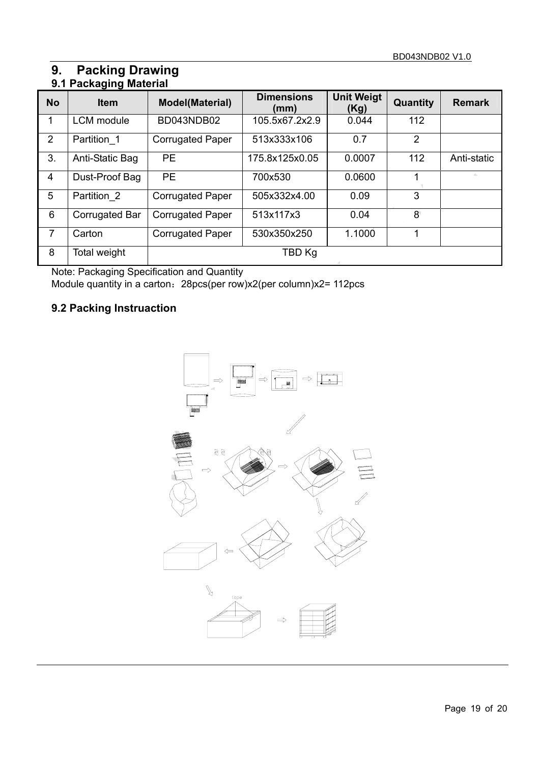# 9. Packing Drawing

## 9.1 Packaging Material

| No | Item | Model(Material) | Dimensions (mm) | Unit Weigt (Kg) | Quantity | Remark |
|---|---|---|---|---|---|---|
| 1 | LCM module | BD043NDB02 | 105.5x67.2x2.9 | 0.044 | 112 | |
| 2 | Partition_1 | Corrugated Paper | 513x333x106 | 0.7 | 2 | |
| 3. | Anti-Static Bag | PE | 175.8x125x0.05 | 0.0007 | 112 | Anti-static |
| 4 | Dust-Proof Bag | PE | 700x530 | 0.0600 | 1 | |
| 5 | Partition_2 | Corrugated Paper | 505x332x4.00 | 0.09 | 3 | |
| 6 | Corrugated Bar | Corrugated Paper | 513x117x3 | 0.04 | 8 | |
| 7 | Carton | Corrugated Paper | 530x350x250 | 1.1000 | 1 | |
| 8 | Total weight | TBD Kg | | | | |

Note: Packaging Specification and Quantity

Module quantity in a carton：28pcs(per row)x2(per column)x2= 112pcs

## 9.2 Packing Instruaction

tape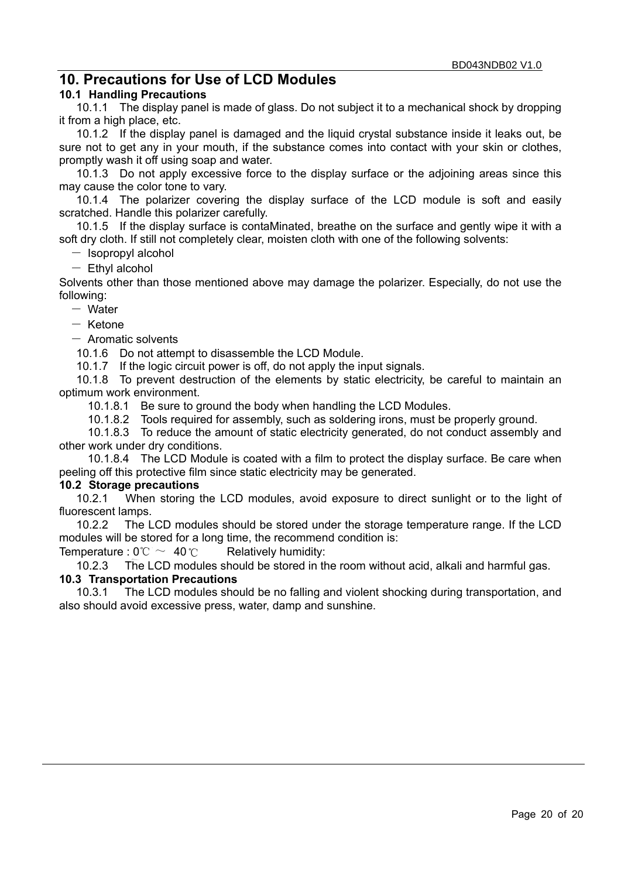# 10. Precautions for Use of LCD Modules

## 10.1 Handling Precautions

10.1.1 The display panel is made of glass. Do not subject it to a mechanical shock by dropping it from a high place, etc.

10.1.2 If the display panel is damaged and the liquid crystal substance inside it leaks out, be sure not to get any in your mouth, if the substance comes into contact with your skin or clothes, promptly wash it off using soap and water.

10.1.3 Do not apply excessive force to the display surface or the adjoining areas since this may cause the color tone to vary.

10.1.4 The polarizer covering the display surface of the LCD module is soft and easily scratched. Handle this polarizer carefully.

10.1.5 If the display surface is contaMinated, breathe on the surface and gently wipe it with a soft dry cloth. If still not completely clear, moisten cloth with one of the following solvents:

－ Isopropyl alcohol

－ Ethyl alcohol

Solvents other than those mentioned above may damage the polarizer. Especially, do not use the following:

－ Water

－ Ketone

－ Aromatic solvents

10.1.6 Do not attempt to disassemble the LCD Module.

10.1.7 If the logic circuit power is off, do not apply the input signals.

10.1.8 To prevent destruction of the elements by static electricity, be careful to maintain an optimum work environment.

10.1.8.1 Be sure to ground the body when handling the LCD Modules.

10.1.8.2 Tools required for assembly, such as soldering irons, must be properly ground.

10.1.8.3 To reduce the amount of static electricity generated, do not conduct assembly and other work under dry conditions.

10.1.8.4 The LCD Module is coated with a film to protect the display surface. Be care when peeling off this protective film since static electricity may be generated.

## 10.2 Storage precautions

10.2.1 When storing the LCD modules, avoid exposure to direct sunlight or to the light of fluorescent lamps.

10.2.2 The LCD modules should be stored under the storage temperature range. If the LCD modules will be stored for a long time, the recommend condition is:

Temperature : 0℃ ～ 40℃ Relatively humidity:

10.2.3 The LCD modules should be stored in the room without acid, alkali and harmful gas.

## 10.3 Transportation Precautions

10.3.1 The LCD modules should be no falling and violent shocking during transportation, and also should avoid excessive press, water, damp and sunshine.